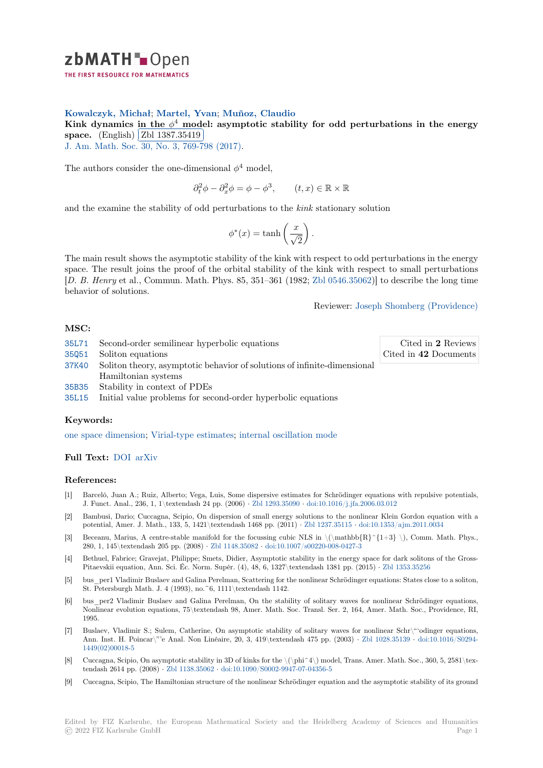**Kowalczyk, Michał; Martel, Yvan; Muñoz, Claudio**

**Kink dynamics in the $\phi^4$ model: asymptotic stability for odd perturbations in the energy space.** (English) Zbl 1387.35419

J. Am. Math. Soc. 30, No. 3, 769-798 (2017).

The authors consider the one-dimensional $\phi^4$ model,

$$\partial_t^2\phi - \partial_x^2\phi = \phi - \phi^3, \qquad (t,x) \in \mathbb{R} \times \mathbb{R}$$

and the examine the stability of odd perturbations to the *kink* stationary solution

$$\phi^*(x) = \tanh\left(\frac{x}{\sqrt{2}}\right).$$

The main result shows the asymptotic stability of the kink with respect to odd perturbations in the energy space. The result joins the proof of the orbital stability of the kink with respect to small perturbations [*D. B. Henry* et al., Commun. Math. Phys. 85, 351–361 (1982; Zbl 0546.35062)] to describe the long time behavior of solutions.

Reviewer: Joseph Shomberg (Providence)

## MSC:

- 35L71 Second-order semilinear hyperbolic equations
- 35Q51 Soliton equations
- 37K40 Soliton theory, asymptotic behavior of solutions of infinite-dimensional Hamiltonian systems
- 35B35 Stability in context of PDEs
- 35L15 Initial value problems for second-order hyperbolic equations

Cited in **2** Reviews
Cited in **42** Documents

## Keywords:

one space dimension; Virial-type estimates; internal oscillation mode

## Full Text:

DOI arXiv

## References:

[1] Barceló, Juan A.; Ruiz, Alberto; Vega, Luis, Some dispersive estimates for Schrödinger equations with repulsive potentials, J. Funct. Anal., 236, 1, 1\textendash 24 pp. (2006) · Zbl 1293.35090 · doi:10.1016/j.jfa.2006.03.012

[2] Bambusi, Dario; Cuccagna, Scipio, On dispersion of small energy solutions to the nonlinear Klein Gordon equation with a potential, Amer. J. Math., 133, 5, 1421\textendash 1468 pp. (2011) · Zbl 1237.35115 · doi:10.1353/ajm.2011.0034

[3] Beceanu, Marius, A centre-stable manifold for the focussing cubic NLS in \(\mathbb{R}^{1+3} \), Comm. Math. Phys., 280, 1, 145\textendash 205 pp. (2008) · Zbl 1148.35082 · doi:10.1007/s00220-008-0427-3

[4] Bethuel, Fabrice; Gravejat, Philippe; Smets, Didier, Asymptotic stability in the energy space for dark solitons of the Gross-Pitaevskii equation, Ann. Sci. Éc. Norm. Supér. (4), 48, 6, 1327\textendash 1381 pp. (2015) · Zbl 1353.35256

[5] bus_per1 Vladimir Buslaev and Galina Perelman, Scattering for the nonlinear Schrödinger equations: States close to a soliton, St. Petersburgh Math. J. 4 (1993), no.~6, 1111\textendash 1142.

[6] bus_per2 Vladimir Buslaev and Galina Perelman, On the stability of solitary waves for nonlinear Schrödinger equations, Nonlinear evolution equations, 75\textendash 98, Amer. Math. Soc. Transl. Ser. 2, 164, Amer. Math. Soc., Providence, RI, 1995.

[7] Buslaev, Vladimir S.; Sulem, Catherine, On asymptotic stability of solitary waves for nonlinear Schr\"odinger equations, Ann. Inst. H. Poincar\'e Anal. Non Linéaire, 20, 3, 419\textendash 475 pp. (2003) · Zbl 1028.35139 · doi:10.1016/S0294-1449(02)00018-5

[8] Cuccagna, Scipio, On asymptotic stability in 3D of kinks for the \(\phi^4\) model, Trans. Amer. Math. Soc., 360, 5, 2581\textendash 2614 pp. (2008) · Zbl 1138.35062 · doi:10.1090/S0002-9947-07-04356-5

[9] Cuccagna, Scipio, The Hamiltonian structure of the nonlinear Schrödinger equation and the asymptotic stability of its ground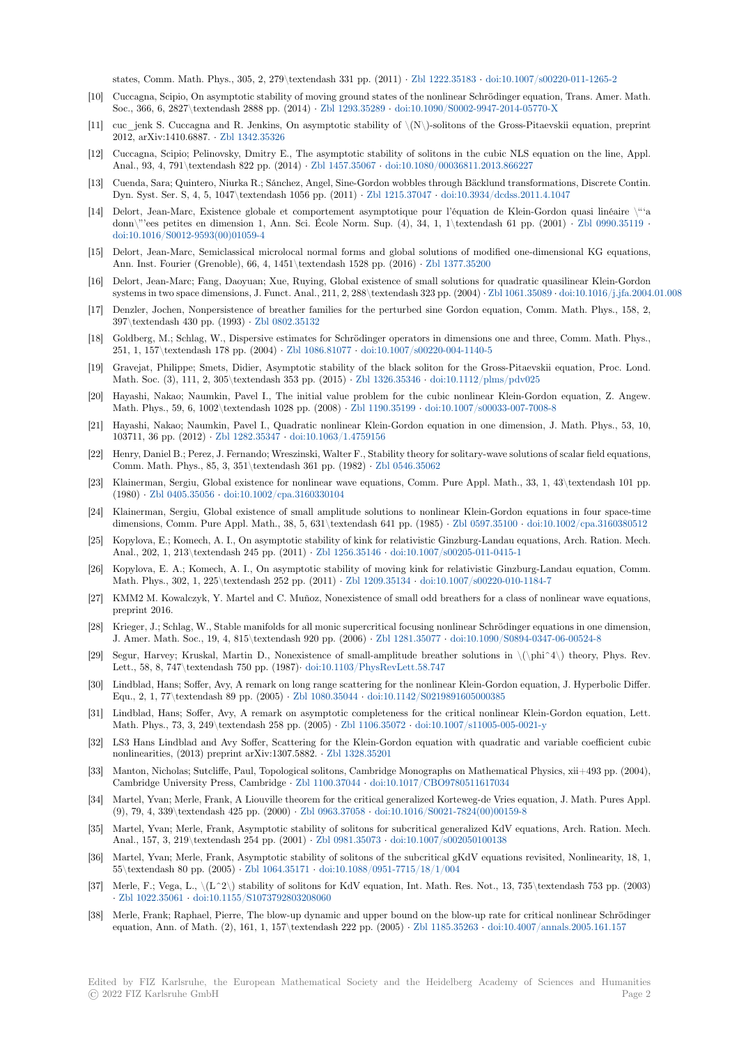states, Comm. Math. Phys., 305, 2, 279–331 pp. (2011) · Zbl 1222.35183 · doi:10.1007/s00220-011-1265-2

[10] Cuccagna, Scipio, On asymptotic stability of moving ground states of the nonlinear Schrödinger equation, Trans. Amer. Math. Soc., 366, 6, 2827–2888 pp. (2014) · Zbl 1293.35289 · doi:10.1090/S0002-9947-2014-05770-X

[11] cuc_jenk S. Cuccagna and R. Jenkins, On asymptotic stability of $N$-solitons of the Gross-Pitaevskii equation, preprint 2012, arXiv:1410.6887. · Zbl 1342.35326

[12] Cuccagna, Scipio; Pelinovsky, Dmitry E., The asymptotic stability of solitons in the cubic NLS equation on the line, Appl. Anal., 93, 4, 791–822 pp. (2014) · Zbl 1457.35067 · doi:10.1080/00036811.2013.866227

[13] Cuenda, Sara; Quintero, Niurka R.; Sánchez, Angel, Sine-Gordon wobbles through Bäcklund transformations, Discrete Contin. Dyn. Syst. Ser. S, 4, 5, 1047–1056 pp. (2011) · Zbl 1215.37047 · doi:10.3934/dcdss.2011.4.1047

[14] Delort, Jean-Marc, Existence globale et comportement asymptotique pour l'équation de Klein-Gordon quasi linéaire à données petites en dimension 1, Ann. Sci. École Norm. Sup. (4), 34, 1, 1–61 pp. (2001) · Zbl 0990.35119 · doi:10.1016/S0012-9593(00)01059-4

[15] Delort, Jean-Marc, Semiclassical microlocal normal forms and global solutions of modified one-dimensional KG equations, Ann. Inst. Fourier (Grenoble), 66, 4, 1451–1528 pp. (2016) · Zbl 1377.35200

[16] Delort, Jean-Marc; Fang, Daoyuan; Xue, Ruying, Global existence of small solutions for quadratic quasilinear Klein-Gordon systems in two space dimensions, J. Funct. Anal., 211, 2, 288–323 pp. (2004) · Zbl 1061.35089 · doi:10.1016/j.jfa.2004.01.008

[17] Denzler, Jochen, Nonpersistence of breather families for the perturbed sine Gordon equation, Comm. Math. Phys., 158, 2, 397–430 pp. (1993) · Zbl 0802.35132

[18] Goldberg, M.; Schlag, W., Dispersive estimates for Schrödinger operators in dimensions one and three, Comm. Math. Phys., 251, 1, 157–178 pp. (2004) · Zbl 1086.81077 · doi:10.1007/s00220-004-1140-5

[19] Gravejat, Philippe; Smets, Didier, Asymptotic stability of the black soliton for the Gross-Pitaevskii equation, Proc. Lond. Math. Soc. (3), 111, 2, 305–353 pp. (2015) · Zbl 1326.35346 · doi:10.1112/plms/pdv025

[20] Hayashi, Nakao; Naumkin, Pavel I., The initial value problem for the cubic nonlinear Klein-Gordon equation, Z. Angew. Math. Phys., 59, 6, 1002–1028 pp. (2008) · Zbl 1190.35199 · doi:10.1007/s00033-007-7008-8

[21] Hayashi, Nakao; Naumkin, Pavel I., Quadratic nonlinear Klein-Gordon equation in one dimension, J. Math. Phys., 53, 10, 103711, 36 pp. (2012) · Zbl 1282.35347 · doi:10.1063/1.4759156

[22] Henry, Daniel B.; Perez, J. Fernando; Wreszinski, Walter F., Stability theory for solitary-wave solutions of scalar field equations, Comm. Math. Phys., 85, 3, 351–361 pp. (1982) · Zbl 0546.35062

[23] Klainerman, Sergiu, Global existence for nonlinear wave equations, Comm. Pure Appl. Math., 33, 1, 43–101 pp. (1980) · Zbl 0405.35056 · doi:10.1002/cpa.3160330104

[24] Klainerman, Sergiu, Global existence of small amplitude solutions to nonlinear Klein-Gordon equations in four space-time dimensions, Comm. Pure Appl. Math., 38, 5, 631–641 pp. (1985) · Zbl 0597.35100 · doi:10.1002/cpa.3160380512

[25] Kopylova, E.; Komech, A. I., On asymptotic stability of kink for relativistic Ginzburg-Landau equations, Arch. Ration. Mech. Anal., 202, 1, 213–245 pp. (2011) · Zbl 1256.35146 · doi:10.1007/s00205-011-0415-1

[26] Kopylova, E. A.; Komech, A. I., On asymptotic stability of moving kink for relativistic Ginzburg-Landau equation, Comm. Math. Phys., 302, 1, 225–252 pp. (2011) · Zbl 1209.35134 · doi:10.1007/s00220-010-1184-7

[27] KMM2 M. Kowalczyk, Y. Martel and C. Muñoz, Nonexistence of small odd breathers for a class of nonlinear wave equations, preprint 2016.

[28] Krieger, J.; Schlag, W., Stable manifolds for all monic supercritical focusing nonlinear Schrödinger equations in one dimension, J. Amer. Math. Soc., 19, 4, 815–920 pp. (2006) · Zbl 1281.35077 · doi:10.1090/S0894-0347-06-00524-8

[29] Segur, Harvey; Kruskal, Martin D., Nonexistence of small-amplitude breather solutions in $\phi^4$ theory, Phys. Rev. Lett., 58, 8, 747–750 pp. (1987)· doi:10.1103/PhysRevLett.58.747

[30] Lindblad, Hans; Soffer, Avy, A remark on long range scattering for the nonlinear Klein-Gordon equation, J. Hyperbolic Differ. Equ., 2, 1, 77–89 pp. (2005) · Zbl 1080.35044 · doi:10.1142/S0219891605000385

[31] Lindblad, Hans; Soffer, Avy, A remark on asymptotic completeness for the critical nonlinear Klein-Gordon equation, Lett. Math. Phys., 73, 3, 249–258 pp. (2005) · Zbl 1106.35072 · doi:10.1007/s11005-005-0021-y

[32] LS3 Hans Lindblad and Avy Soffer, Scattering for the Klein-Gordon equation with quadratic and variable coefficient cubic nonlinearities, (2013) preprint arXiv:1307.5882. · Zbl 1328.35201

[33] Manton, Nicholas; Sutcliffe, Paul, Topological solitons, Cambridge Monographs on Mathematical Physics, xii+493 pp. (2004), Cambridge University Press, Cambridge · Zbl 1100.37044 · doi:10.1017/CBO9780511617034

[34] Martel, Yvan; Merle, Frank, A Liouville theorem for the critical generalized Korteweg-de Vries equation, J. Math. Pures Appl. (9), 79, 4, 339–425 pp. (2000) · Zbl 0963.37058 · doi:10.1016/S0021-7824(00)00159-8

[35] Martel, Yvan; Merle, Frank, Asymptotic stability of solitons for subcritical generalized KdV equations, Arch. Ration. Mech. Anal., 157, 3, 219–254 pp. (2001) · Zbl 0981.35073 · doi:10.1007/s002050100138

[36] Martel, Yvan; Merle, Frank, Asymptotic stability of solitons of the subcritical gKdV equations revisited, Nonlinearity, 18, 1, 55–80 pp. (2005) · Zbl 1064.35171 · doi:10.1088/0951-7715/18/1/004

[37] Merle, F.; Vega, L., $L^2$ stability of solitons for KdV equation, Int. Math. Res. Not., 13, 735–753 pp. (2003) · Zbl 1022.35061 · doi:10.1155/S1073792803208060

[38] Merle, Frank; Raphael, Pierre, The blow-up dynamic and upper bound on the blow-up rate for critical nonlinear Schrödinger equation, Ann. of Math. (2), 161, 1, 157–222 pp. (2005) · Zbl 1185.35263 · doi:10.4007/annals.2005.161.157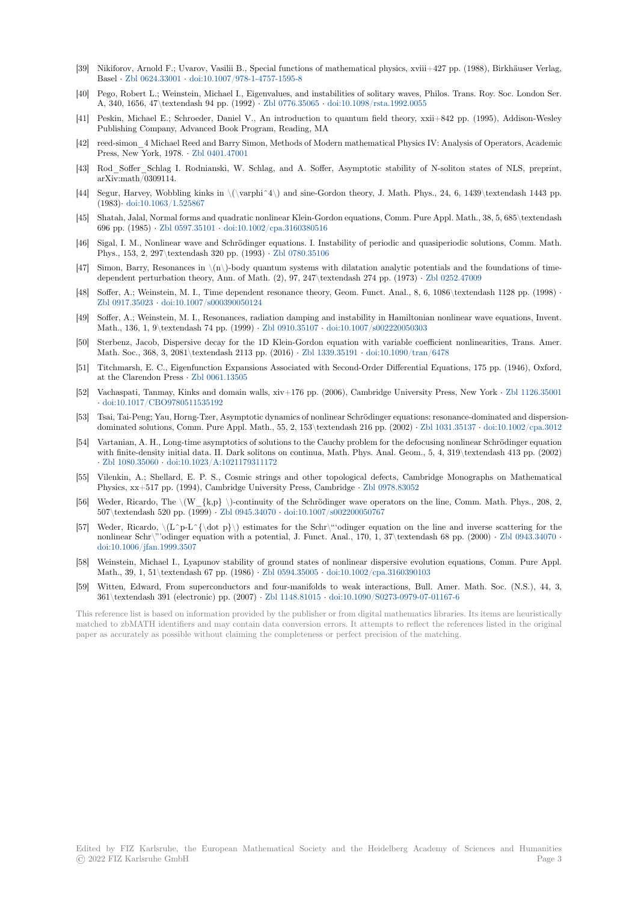- [39] Nikiforov, Arnold F.; Uvarov, Vasilii B., Special functions of mathematical physics, xviii+427 pp. (1988), Birkhäuser Verlag, Basel · Zbl 0624.33001 · doi:10.1007/978-1-4757-1595-8
- [40] Pego, Robert L.; Weinstein, Michael I., Eigenvalues, and instabilities of solitary waves, Philos. Trans. Roy. Soc. London Ser. A, 340, 1656, 47\textendash 94 pp. (1992) · Zbl 0776.35065 · doi:10.1098/rsta.1992.0055
- [41] Peskin, Michael E.; Schroeder, Daniel V., An introduction to quantum field theory, xxii+842 pp. (1995), Addison-Wesley Publishing Company, Advanced Book Program, Reading, MA
- [42] reed-simon_4 Michael Reed and Barry Simon, Methods of Modern mathematical Physics IV: Analysis of Operators, Academic Press, New York, 1978. · Zbl 0401.47001
- [43] Rod_Soffer_Schlag I. Rodnianski, W. Schlag, and A. Soffer, Asymptotic stability of N-soliton states of NLS, preprint, arXiv:math/0309114.
- [44] Segur, Harvey, Wobbling kinks in \(\varphi^4\) and sine-Gordon theory, J. Math. Phys., 24, 6, 1439\textendash 1443 pp. (1983)· doi:10.1063/1.525867
- [45] Shatah, Jalal, Normal forms and quadratic nonlinear Klein-Gordon equations, Comm. Pure Appl. Math., 38, 5, 685\textendash 696 pp. (1985) · Zbl 0597.35101 · doi:10.1002/cpa.3160380516
- [46] Sigal, I. M., Nonlinear wave and Schrödinger equations. I. Instability of periodic and quasiperiodic solutions, Comm. Math. Phys., 153, 2, 297\textendash 320 pp. (1993) · Zbl 0780.35106
- [47] Simon, Barry, Resonances in \(n\)-body quantum systems with dilatation analytic potentials and the foundations of time-dependent perturbation theory, Ann. of Math. (2), 97, 247\textendash 274 pp. (1973) · Zbl 0252.47009
- [48] Soffer, A.; Weinstein, M. I., Time dependent resonance theory, Geom. Funct. Anal., 8, 6, 1086\textendash 1128 pp. (1998) · Zbl 0917.35023 · doi:10.1007/s000390050124
- [49] Soffer, A.; Weinstein, M. I., Resonances, radiation damping and instability in Hamiltonian nonlinear wave equations, Invent. Math., 136, 1, 9\textendash 74 pp. (1999) · Zbl 0910.35107 · doi:10.1007/s002220050303
- [50] Sterbenz, Jacob, Dispersive decay for the 1D Klein-Gordon equation with variable coefficient nonlinearities, Trans. Amer. Math. Soc., 368, 3, 2081\textendash 2113 pp. (2016) · Zbl 1339.35191 · doi:10.1090/tran/6478
- [51] Titchmarsh, E. C., Eigenfunction Expansions Associated with Second-Order Differential Equations, 175 pp. (1946), Oxford, at the Clarendon Press · Zbl 0061.13505
- [52] Vachaspati, Tanmay, Kinks and domain walls, xiv+176 pp. (2006), Cambridge University Press, New York · Zbl 1126.35001 · doi:10.1017/CBO9780511535192
- [53] Tsai, Tai-Peng; Yau, Horng-Tzer, Asymptotic dynamics of nonlinear Schrödinger equations: resonance-dominated and dispersion-dominated solutions, Comm. Pure Appl. Math., 55, 2, 153\textendash 216 pp. (2002) · Zbl 1031.35137 · doi:10.1002/cpa.3012
- [54] Vartanian, A. H., Long-time asymptotics of solutions to the Cauchy problem for the defocusing nonlinear Schrödinger equation with finite-density initial data. II. Dark solitons on continua, Math. Phys. Anal. Geom., 5, 4, 319\textendash 413 pp. (2002) · Zbl 1080.35060 · doi:10.1023/A:1021179311172
- [55] Vilenkin, A.; Shellard, E. P. S., Cosmic strings and other topological defects, Cambridge Monographs on Mathematical Physics, xx+517 pp. (1994), Cambridge University Press, Cambridge · Zbl 0978.83052
- [56] Weder, Ricardo, The \(W_{k,p} \)-continuity of the Schrödinger wave operators on the line, Comm. Math. Phys., 208, 2, 507\textendash 520 pp. (1999) · Zbl 0945.34070 · doi:10.1007/s002200050767
- [57] Weder, Ricardo, \(L^p-L^{\dot p}\) estimates for the Schr\"'odinger equation on the line and inverse scattering for the nonlinear Schr\"'odinger equation with a potential, J. Funct. Anal., 170, 1, 37\textendash 68 pp. (2000) · Zbl 0943.34070 · doi:10.1006/jfan.1999.3507
- [58] Weinstein, Michael I., Lyapunov stability of ground states of nonlinear dispersive evolution equations, Comm. Pure Appl. Math., 39, 1, 51\textendash 67 pp. (1986) · Zbl 0594.35005 · doi:10.1002/cpa.3160390103
- [59] Witten, Edward, From superconductors and four-manifolds to weak interactions, Bull. Amer. Math. Soc. (N.S.), 44, 3, 361\textendash 391 (electronic) pp. (2007) · Zbl 1148.81015 · doi:10.1090/S0273-0979-07-01167-6

This reference list is based on information provided by the publisher or from digital mathematics libraries. Its items are heuristically matched to zbMATH identifiers and may contain data conversion errors. It attempts to reflect the references listed in the original paper as accurately as possible without claiming the completeness or perfect precision of the matching.